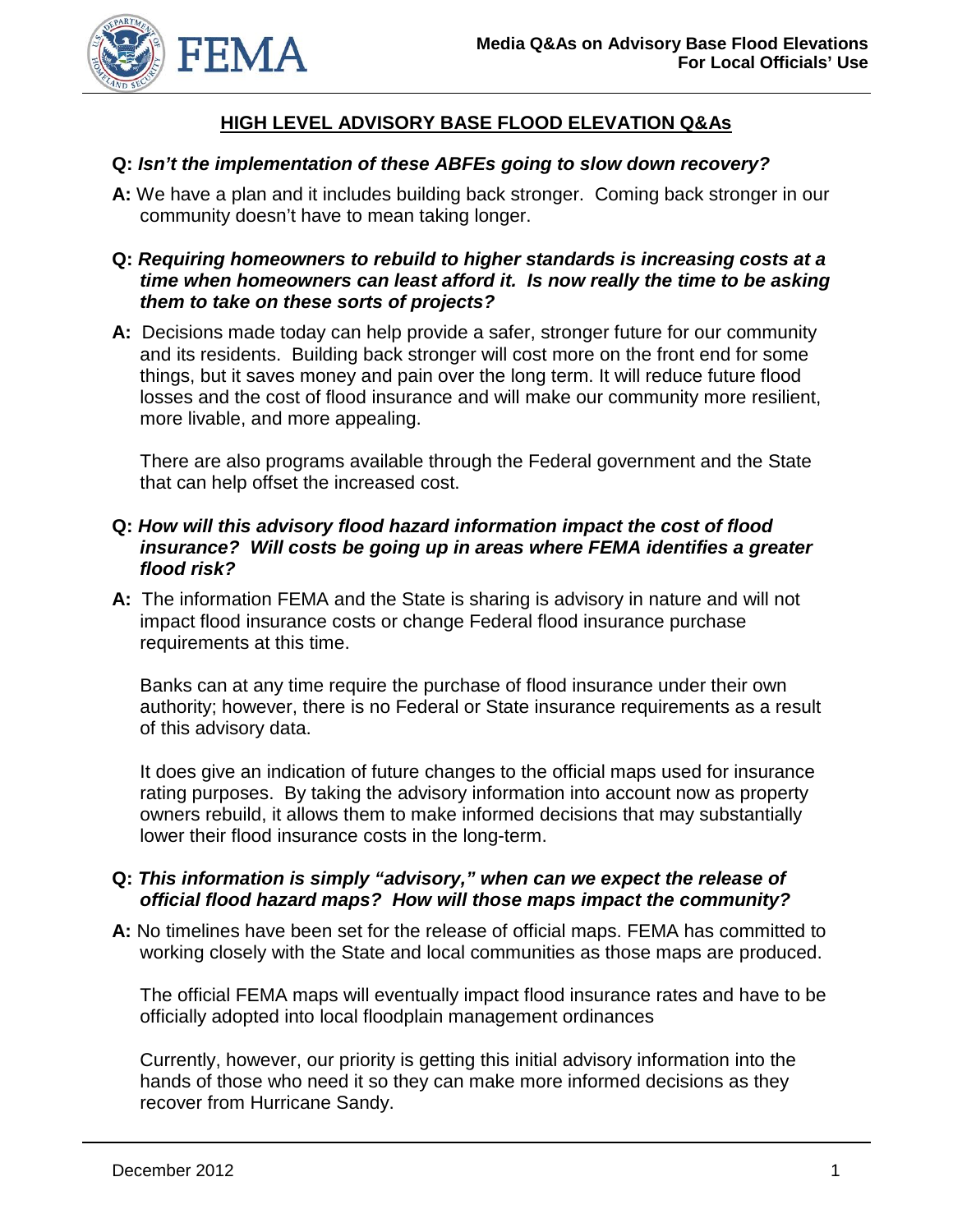## HIGH LEVEL ADVISORY BASE FLOOD ELEVATION Q&As

**Q:** ***Isn't the implementation of these ABFEs going to slow down recovery?***

**A:** We have a plan and it includes building back stronger. Coming back stronger in our community doesn't have to mean taking longer.

**Q:** ***Requiring homeowners to rebuild to higher standards is increasing costs at a time when homeowners can least afford it. Is now really the time to be asking them to take on these sorts of projects?***

**A:** Decisions made today can help provide a safer, stronger future for our community and its residents. Building back stronger will cost more on the front end for some things, but it saves money and pain over the long term. It will reduce future flood losses and the cost of flood insurance and will make our community more resilient, more livable, and more appealing.

There are also programs available through the Federal government and the State that can help offset the increased cost.

**Q:** ***How will this advisory flood hazard information impact the cost of flood insurance? Will costs be going up in areas where FEMA identifies a greater flood risk?***

**A:** The information FEMA and the State is sharing is advisory in nature and will not impact flood insurance costs or change Federal flood insurance purchase requirements at this time.

Banks can at any time require the purchase of flood insurance under their own authority; however, there is no Federal or State insurance requirements as a result of this advisory data.

It does give an indication of future changes to the official maps used for insurance rating purposes. By taking the advisory information into account now as property owners rebuild, it allows them to make informed decisions that may substantially lower their flood insurance costs in the long-term.

**Q:** ***This information is simply "advisory," when can we expect the release of official flood hazard maps? How will those maps impact the community?***

**A:** No timelines have been set for the release of official maps. FEMA has committed to working closely with the State and local communities as those maps are produced.

The official FEMA maps will eventually impact flood insurance rates and have to be officially adopted into local floodplain management ordinances

Currently, however, our priority is getting this initial advisory information into the hands of those who need it so they can make more informed decisions as they recover from Hurricane Sandy.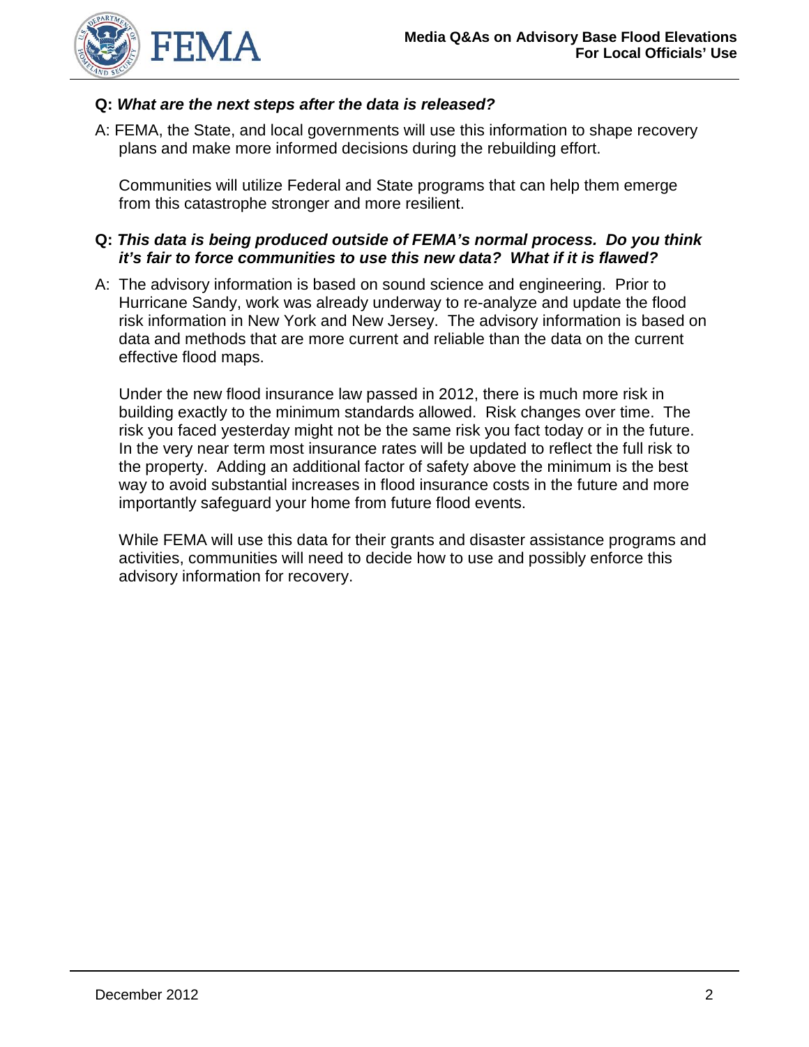**Q:** ***What are the next steps after the data is released?***

A: FEMA, the State, and local governments will use this information to shape recovery plans and make more informed decisions during the rebuilding effort.

Communities will utilize Federal and State programs that can help them emerge from this catastrophe stronger and more resilient.

**Q:** ***This data is being produced outside of FEMA's normal process. Do you think it's fair to force communities to use this new data? What if it is flawed?***

A: The advisory information is based on sound science and engineering. Prior to Hurricane Sandy, work was already underway to re-analyze and update the flood risk information in New York and New Jersey. The advisory information is based on data and methods that are more current and reliable than the data on the current effective flood maps.

Under the new flood insurance law passed in 2012, there is much more risk in building exactly to the minimum standards allowed. Risk changes over time. The risk you faced yesterday might not be the same risk you fact today or in the future. In the very near term most insurance rates will be updated to reflect the full risk to the property. Adding an additional factor of safety above the minimum is the best way to avoid substantial increases in flood insurance costs in the future and more importantly safeguard your home from future flood events.

While FEMA will use this data for their grants and disaster assistance programs and activities, communities will need to decide how to use and possibly enforce this advisory information for recovery.